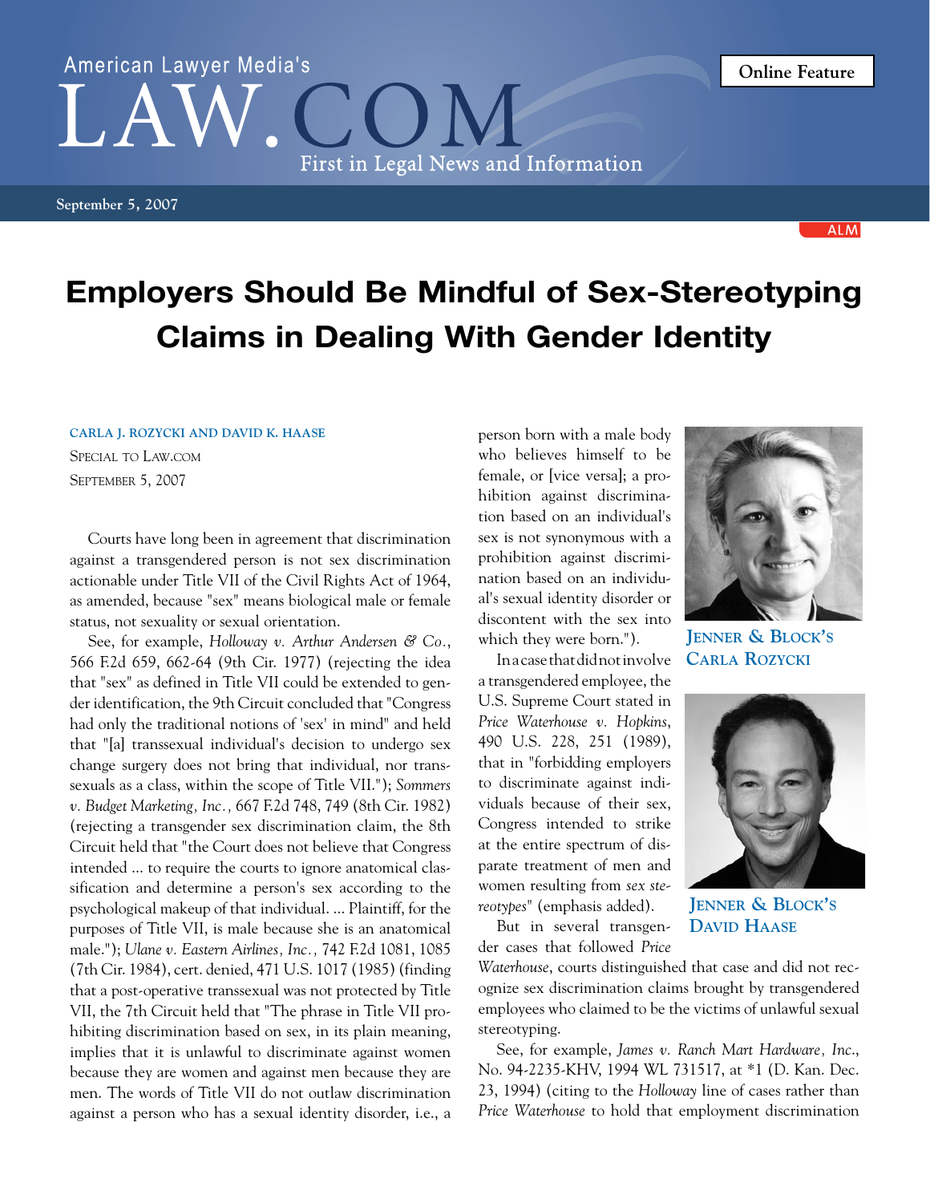# Employers Should Be Mindful of Sex-Stereotyping Claims in Dealing With Gender Identity

**CARLA J. ROZYCKI AND DAVID K. HAASE**

SPECIAL TO LAW.COM

SEPTEMBER 5, 2007

Courts have long been in agreement that discrimination against a transgendered person is not sex discrimination actionable under Title VII of the Civil Rights Act of 1964, as amended, because "sex" means biological male or female status, not sexuality or sexual orientation.

See, for example, *Holloway v. Arthur Andersen & Co.*, 566 F.2d 659, 662-64 (9th Cir. 1977) (rejecting the idea that "sex" as defined in Title VII could be extended to gender identification, the 9th Circuit concluded that "Congress had only the traditional notions of 'sex' in mind" and held that "[a] transsexual individual's decision to undergo sex change surgery does not bring that individual, nor transsexuals as a class, within the scope of Title VII."); *Sommers v. Budget Marketing, Inc.*, 667 F.2d 748, 749 (8th Cir. 1982) (rejecting a transgender sex discrimination claim, the 8th Circuit held that "the Court does not believe that Congress intended ... to require the courts to ignore anatomical classification and determine a person's sex according to the psychological makeup of that individual. ... Plaintiff, for the purposes of Title VII, is male because she is an anatomical male."); *Ulane v. Eastern Airlines, Inc.*, 742 F.2d 1081, 1085 (7th Cir. 1984), cert. denied, 471 U.S. 1017 (1985) (finding that a post-operative transsexual was not protected by Title VII, the 7th Circuit held that "The phrase in Title VII prohibiting discrimination based on sex, in its plain meaning, implies that it is unlawful to discriminate against women because they are women and against men because they are men. The words of Title VII do not outlaw discrimination against a person who has a sexual identity disorder, i.e., a person born with a male body who believes himself to be female, or [vice versa]; a prohibition against discrimination based on an individual's sex is not synonymous with a prohibition against discrimination based on an individual's sexual identity disorder or discontent with the sex into which they were born.").

JENNER & BLOCK'S CARLA ROZYCKI

JENNER & BLOCK'S DAVID HAASE

In a case that did not involve a transgendered employee, the U.S. Supreme Court stated in *Price Waterhouse v. Hopkins*, 490 U.S. 228, 251 (1989), that in "forbidding employers to discriminate against individuals because of their sex, Congress intended to strike at the entire spectrum of disparate treatment of men and women resulting from *sex stereotypes*" (emphasis added).

But in several transgender cases that followed *Price Waterhouse*, courts distinguished that case and did not recognize sex discrimination claims brought by transgendered employees who claimed to be the victims of unlawful sexual stereotyping.

See, for example, *James v. Ranch Mart Hardware, Inc.*, No. 94-2235-KHV, 1994 WL 731517, at *1 (D. Kan. Dec. 23, 1994) (citing to the *Holloway* line of cases rather than *Price Waterhouse* to hold that employment discrimination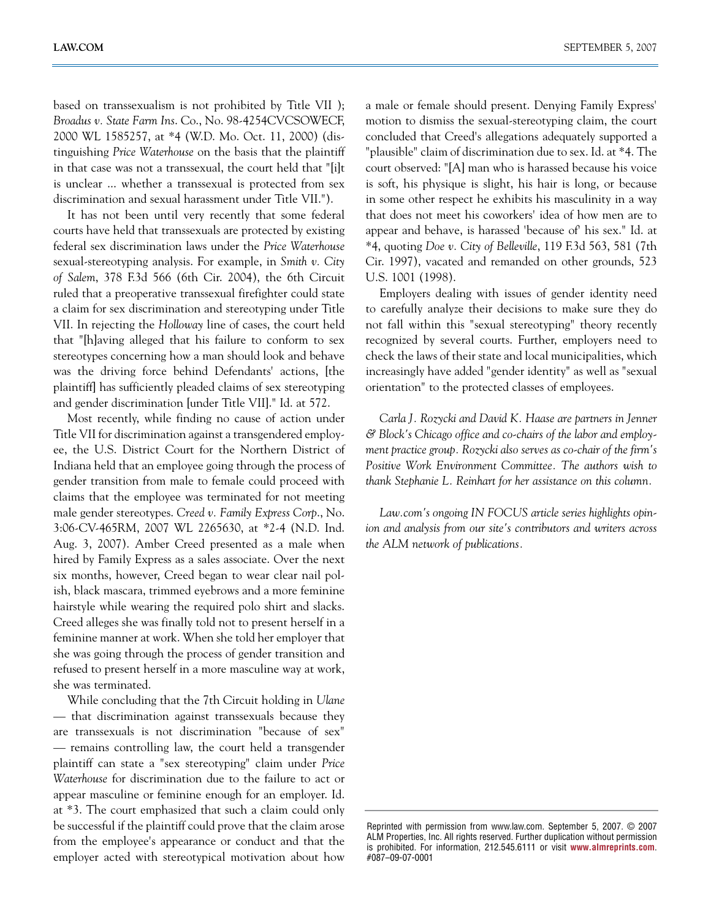based on transsexualism is not prohibited by Title VII ); *Broadus v. State Farm Ins. Co.*, No. 98-4254CVCSOWECF, 2000 WL 1585257, at *4 (W.D. Mo. Oct. 11, 2000) (distinguishing *Price Waterhouse* on the basis that the plaintiff in that case was not a transsexual, the court held that "[i]t is unclear ... whether a transsexual is protected from sex discrimination and sexual harassment under Title VII.").

It has not been until very recently that some federal courts have held that transsexuals are protected by existing federal sex discrimination laws under the *Price Waterhouse* sexual-stereotyping analysis. For example, in *Smith v. City of Salem*, 378 F.3d 566 (6th Cir. 2004), the 6th Circuit ruled that a preoperative transsexual firefighter could state a claim for sex discrimination and stereotyping under Title VII. In rejecting the *Holloway* line of cases, the court held that "[h]aving alleged that his failure to conform to sex stereotypes concerning how a man should look and behave was the driving force behind Defendants' actions, [the plaintiff] has sufficiently pleaded claims of sex stereotyping and gender discrimination [under Title VII]." Id. at 572.

Most recently, while finding no cause of action under Title VII for discrimination against a transgendered employee, the U.S. District Court for the Northern District of Indiana held that an employee going through the process of gender transition from male to female could proceed with claims that the employee was terminated for not meeting male gender stereotypes. *Creed v. Family Express Corp.*, No. 3:06-CV-465RM, 2007 WL 2265630, at *2-4 (N.D. Ind. Aug. 3, 2007). Amber Creed presented as a male when hired by Family Express as a sales associate. Over the next six months, however, Creed began to wear clear nail polish, black mascara, trimmed eyebrows and a more feminine hairstyle while wearing the required polo shirt and slacks. Creed alleges she was finally told not to present herself in a feminine manner at work. When she told her employer that she was going through the process of gender transition and refused to present herself in a more masculine way at work, she was terminated.

While concluding that the 7th Circuit holding in *Ulane* — that discrimination against transsexuals because they are transsexuals is not discrimination "because of sex" — remains controlling law, the court held a transgender plaintiff can state a "sex stereotyping" claim under *Price Waterhouse* for discrimination due to the failure to act or appear masculine or feminine enough for an employer. Id. at *3. The court emphasized that such a claim could only be successful if the plaintiff could prove that the claim arose from the employee's appearance or conduct and that the employer acted with stereotypical motivation about how a male or female should present. Denying Family Express' motion to dismiss the sexual-stereotyping claim, the court concluded that Creed's allegations adequately supported a "plausible" claim of discrimination due to sex. Id. at *4. The court observed: "[A] man who is harassed because his voice is soft, his physique is slight, his hair is long, or because in some other respect he exhibits his masculinity in a way that does not meet his coworkers' idea of how men are to appear and behave, is harassed 'because of' his sex." Id. at *4, quoting *Doe v. City of Belleville*, 119 F.3d 563, 581 (7th Cir. 1997), vacated and remanded on other grounds, 523 U.S. 1001 (1998).

Employers dealing with issues of gender identity need to carefully analyze their decisions to make sure they do not fall within this "sexual stereotyping" theory recently recognized by several courts. Further, employers need to check the laws of their state and local municipalities, which increasingly have added "gender identity" as well as "sexual orientation" to the protected classes of employees.

*Carla J. Rozycki and David K. Haase are partners in Jenner & Block's Chicago office and co-chairs of the labor and employment practice group. Rozycki also serves as co-chair of the firm's Positive Work Environment Committee. The authors wish to thank Stephanie L. Reinhart for her assistance on this column.*

*Law.com's ongoing IN FOCUS article series highlights opinion and analysis from our site's contributors and writers across the ALM network of publications.*

Reprinted with permission from www.law.com. September 5, 2007. © 2007 ALM Properties, Inc. All rights reserved. Further duplication without permission is prohibited. For information, 212.545.6111 or visit **www.almreprints.com**. #087–09-07-0001